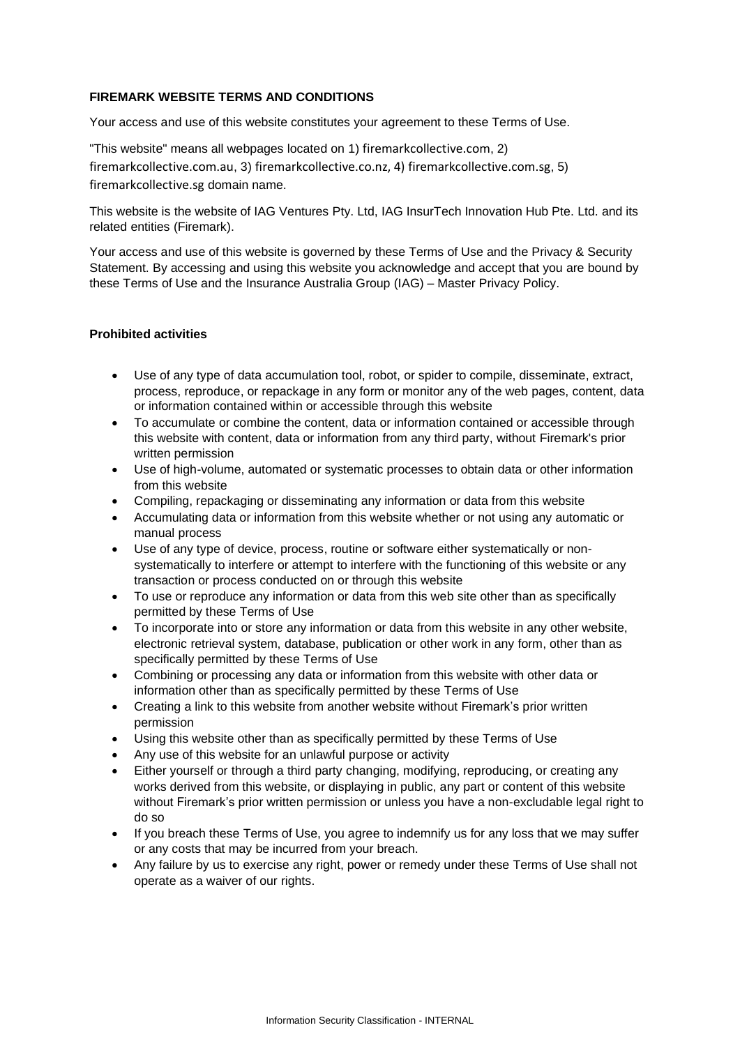**FIREMARK WEBSITE TERMS AND CONDITIONS**

Your access and use of this website constitutes your agreement to these Terms of Use.

"This website" means all webpages located on 1) firemarkcollective.com, 2) firemarkcollective.com.au, 3) firemarkcollective.co.nz, 4) firemarkcollective.com.sg, 5) firemarkcollective.sg domain name.

This website is the website of IAG Ventures Pty. Ltd, IAG InsurTech Innovation Hub Pte. Ltd. and its related entities (Firemark).

Your access and use of this website is governed by these Terms of Use and the Privacy & Security Statement. By accessing and using this website you acknowledge and accept that you are bound by these Terms of Use and the Insurance Australia Group (IAG) – Master Privacy Policy.

**Prohibited activities**

- Use of any type of data accumulation tool, robot, or spider to compile, disseminate, extract, process, reproduce, or repackage in any form or monitor any of the web pages, content, data or information contained within or accessible through this website
- To accumulate or combine the content, data or information contained or accessible through this website with content, data or information from any third party, without Firemark's prior written permission
- Use of high-volume, automated or systematic processes to obtain data or other information from this website
- Compiling, repackaging or disseminating any information or data from this website
- Accumulating data or information from this website whether or not using any automatic or manual process
- Use of any type of device, process, routine or software either systematically or non-systematically to interfere or attempt to interfere with the functioning of this website or any transaction or process conducted on or through this website
- To use or reproduce any information or data from this web site other than as specifically permitted by these Terms of Use
- To incorporate into or store any information or data from this website in any other website, electronic retrieval system, database, publication or other work in any form, other than as specifically permitted by these Terms of Use
- Combining or processing any data or information from this website with other data or information other than as specifically permitted by these Terms of Use
- Creating a link to this website from another website without Firemark's prior written permission
- Using this website other than as specifically permitted by these Terms of Use
- Any use of this website for an unlawful purpose or activity
- Either yourself or through a third party changing, modifying, reproducing, or creating any works derived from this website, or displaying in public, any part or content of this website without Firemark's prior written permission or unless you have a non-excludable legal right to do so
- If you breach these Terms of Use, you agree to indemnify us for any loss that we may suffer or any costs that may be incurred from your breach.
- Any failure by us to exercise any right, power or remedy under these Terms of Use shall not operate as a waiver of our rights.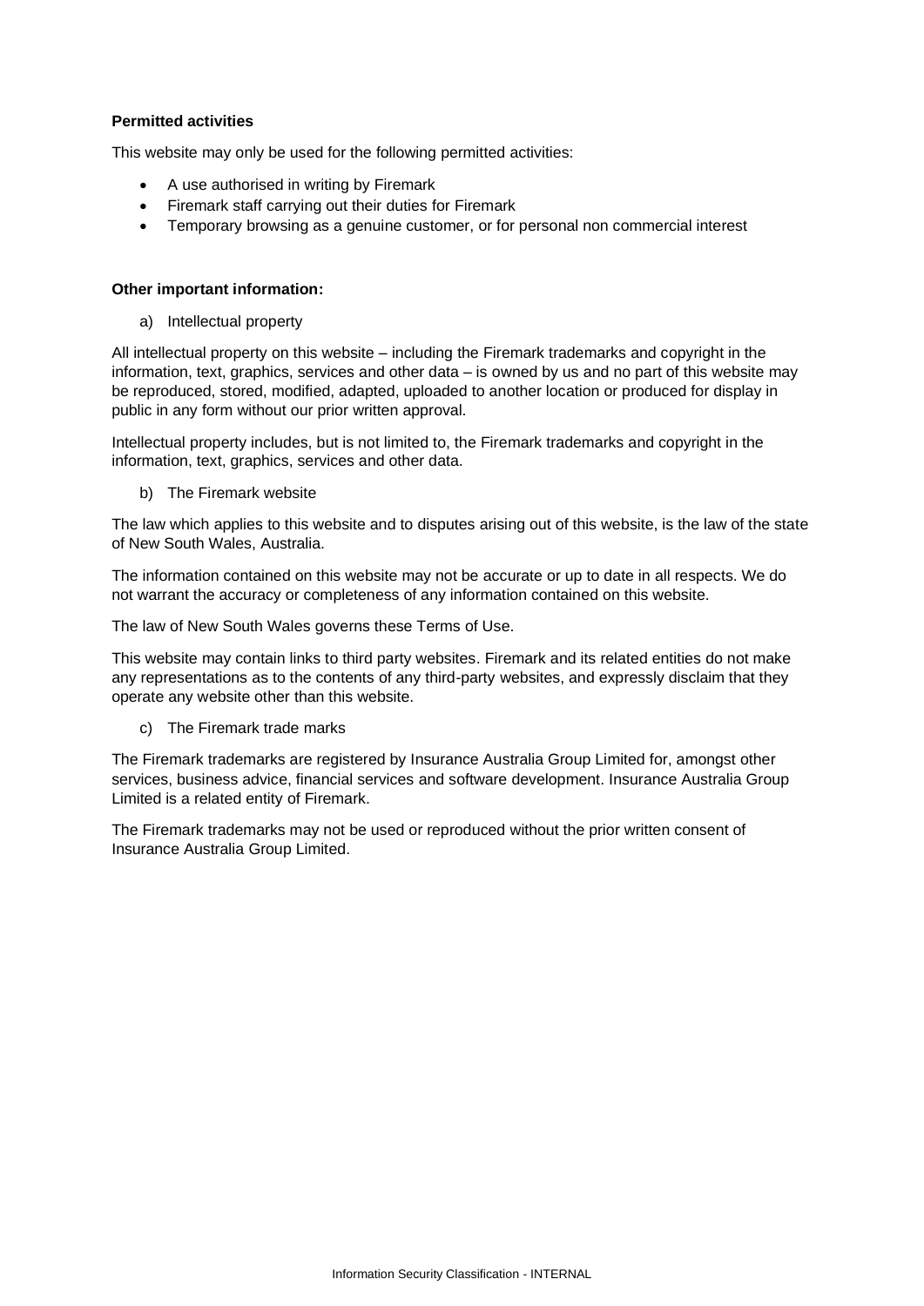**Permitted activities**

This website may only be used for the following permitted activities:

- A use authorised in writing by Firemark
- Firemark staff carrying out their duties for Firemark
- Temporary browsing as a genuine customer, or for personal non commercial interest

**Other important information:**

a) Intellectual property

All intellectual property on this website – including the Firemark trademarks and copyright in the information, text, graphics, services and other data – is owned by us and no part of this website may be reproduced, stored, modified, adapted, uploaded to another location or produced for display in public in any form without our prior written approval.

Intellectual property includes, but is not limited to, the Firemark trademarks and copyright in the information, text, graphics, services and other data.

b) The Firemark website

The law which applies to this website and to disputes arising out of this website, is the law of the state of New South Wales, Australia.

The information contained on this website may not be accurate or up to date in all respects. We do not warrant the accuracy or completeness of any information contained on this website.

The law of New South Wales governs these Terms of Use.

This website may contain links to third party websites. Firemark and its related entities do not make any representations as to the contents of any third-party websites, and expressly disclaim that they operate any website other than this website.

c) The Firemark trade marks

The Firemark trademarks are registered by Insurance Australia Group Limited for, amongst other services, business advice, financial services and software development. Insurance Australia Group Limited is a related entity of Firemark.

The Firemark trademarks may not be used or reproduced without the prior written consent of Insurance Australia Group Limited.